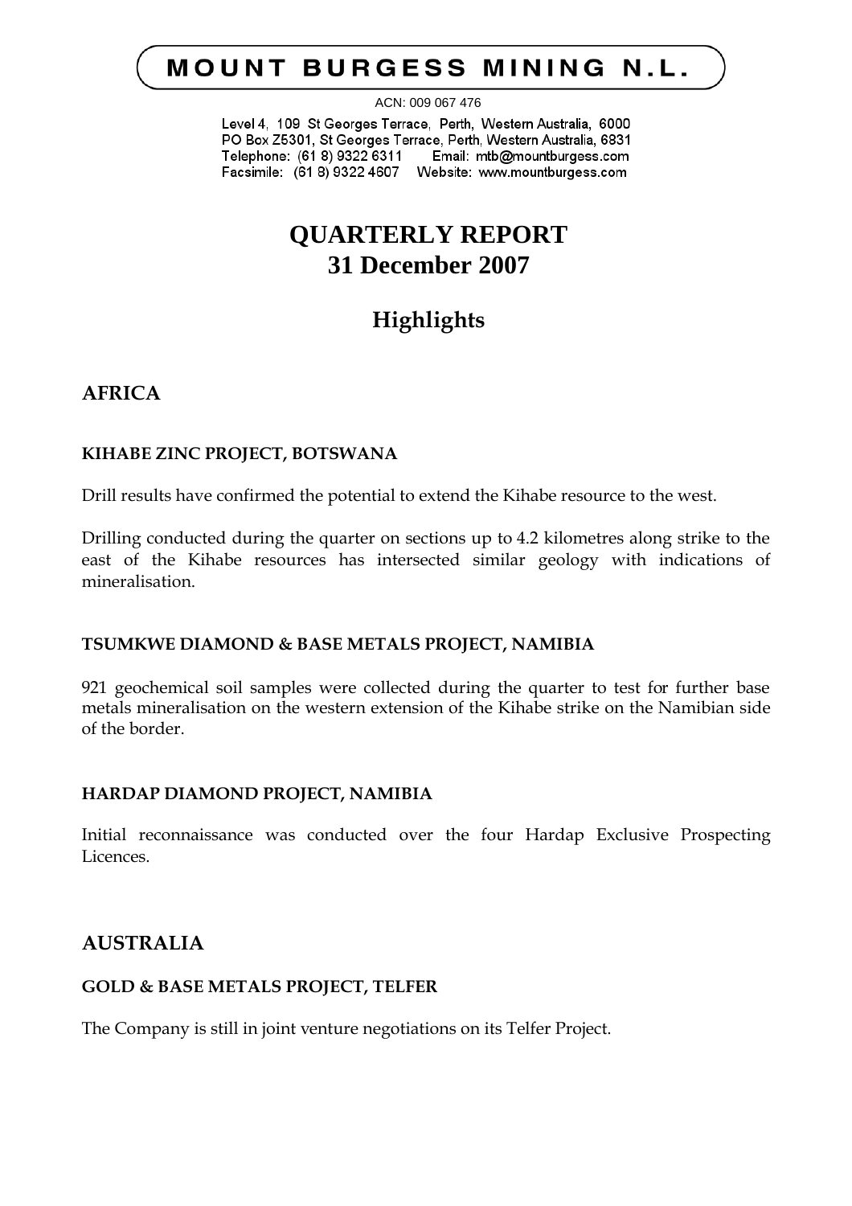# MOUNT BURGESS MINING N.L.

ACN: 009 067 476

Level 4, 109 St Georges Terrace, Perth, Western Australia, 6000
PO Box Z5301, St Georges Terrace, Perth, Western Australia, 6831
Telephone: (61 8) 9322 6311 Email: mtb@mountburgess.com
Facsimile: (61 8) 9322 4607 Website: www.mountburgess.com

# QUARTERLY REPORT
# 31 December 2007

## Highlights

## AFRICA

### KIHABE ZINC PROJECT, BOTSWANA

Drill results have confirmed the potential to extend the Kihabe resource to the west.

Drilling conducted during the quarter on sections up to 4.2 kilometres along strike to the east of the Kihabe resources has intersected similar geology with indications of mineralisation.

### TSUMKWE DIAMOND & BASE METALS PROJECT, NAMIBIA

921 geochemical soil samples were collected during the quarter to test for further base metals mineralisation on the western extension of the Kihabe strike on the Namibian side of the border.

### HARDAP DIAMOND PROJECT, NAMIBIA

Initial reconnaissance was conducted over the four Hardap Exclusive Prospecting Licences.

## AUSTRALIA

### GOLD & BASE METALS PROJECT, TELFER

The Company is still in joint venture negotiations on its Telfer Project.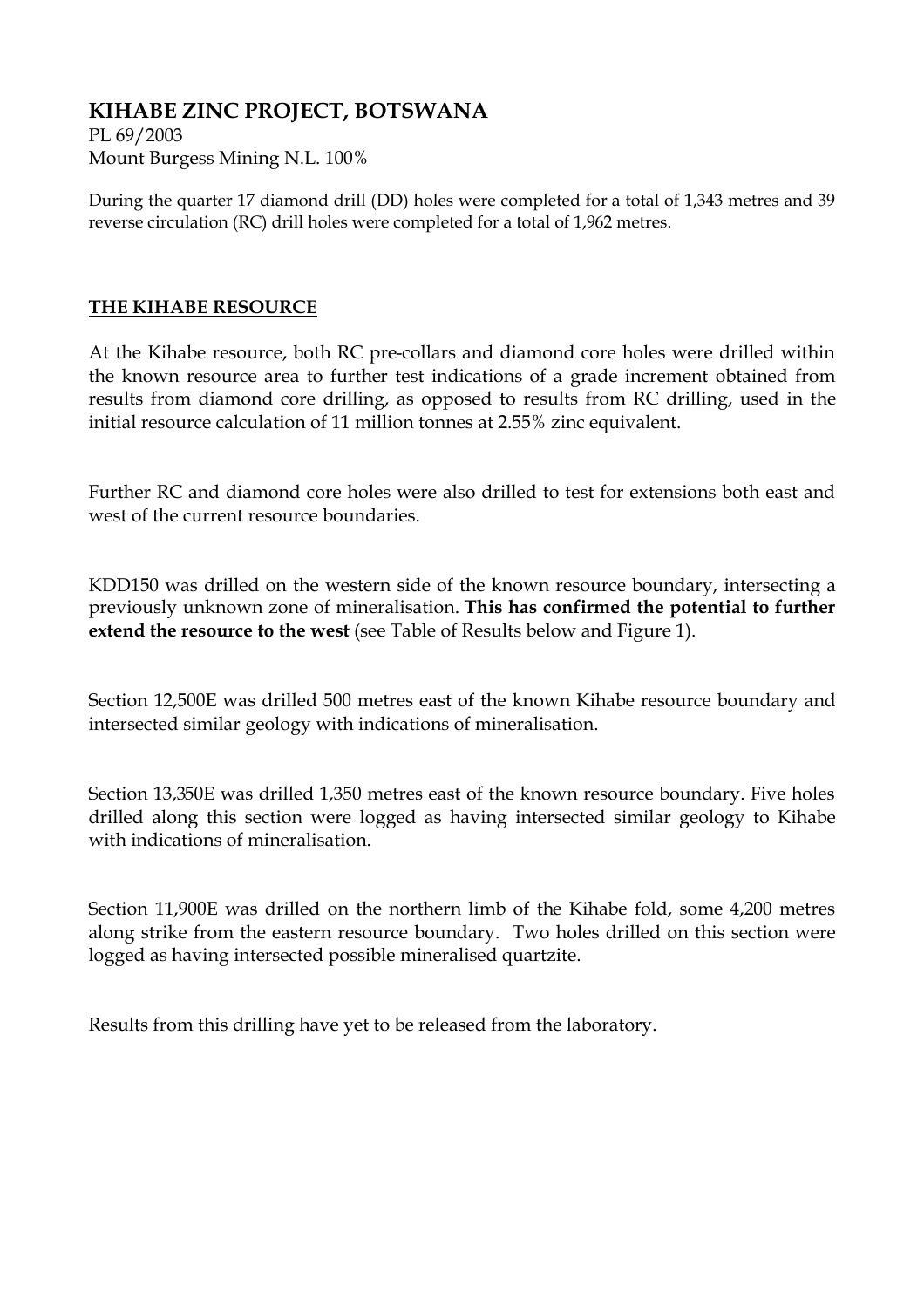## KIHABE ZINC PROJECT, BOTSWANA

PL 69/2003
Mount Burgess Mining N.L. 100%

During the quarter 17 diamond drill (DD) holes were completed for a total of 1,343 metres and 39 reverse circulation (RC) drill holes were completed for a total of 1,962 metres.

### THE KIHABE RESOURCE

At the Kihabe resource, both RC pre-collars and diamond core holes were drilled within the known resource area to further test indications of a grade increment obtained from results from diamond core drilling, as opposed to results from RC drilling, used in the initial resource calculation of 11 million tonnes at 2.55% zinc equivalent.

Further RC and diamond core holes were also drilled to test for extensions both east and west of the current resource boundaries.

KDD150 was drilled on the western side of the known resource boundary, intersecting a previously unknown zone of mineralisation. **This has confirmed the potential to further extend the resource to the west** (see Table of Results below and Figure 1).

Section 12,500E was drilled 500 metres east of the known Kihabe resource boundary and intersected similar geology with indications of mineralisation.

Section 13,350E was drilled 1,350 metres east of the known resource boundary. Five holes drilled along this section were logged as having intersected similar geology to Kihabe with indications of mineralisation.

Section 11,900E was drilled on the northern limb of the Kihabe fold, some 4,200 metres along strike from the eastern resource boundary. Two holes drilled on this section were logged as having intersected possible mineralised quartzite.

Results from this drilling have yet to be released from the laboratory.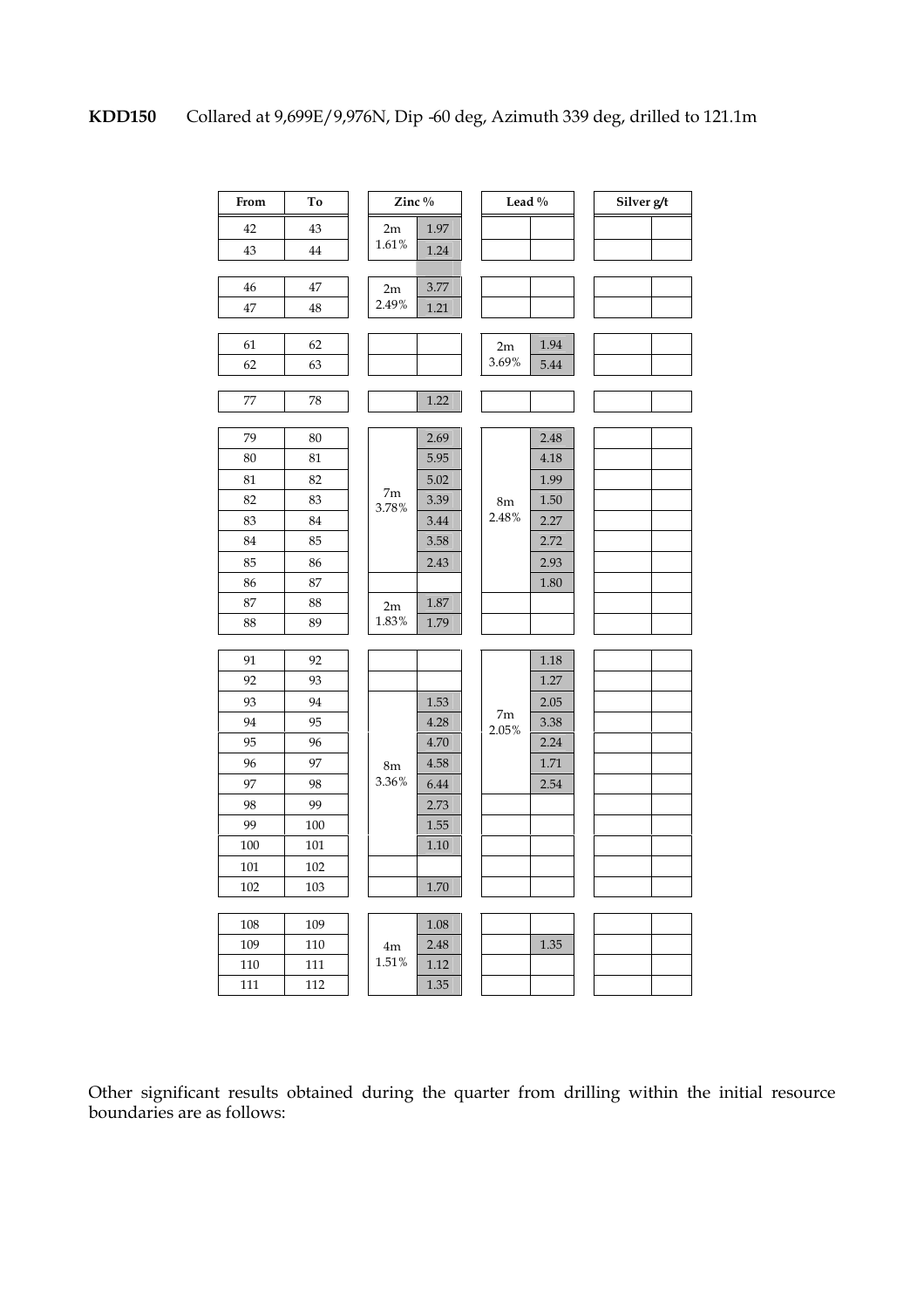**KDD150** Collared at 9,699E/9,976N, Dip -60 deg, Azimuth 339 deg, drilled to 121.1m

| From | To | Zinc % | | Lead % | | Silver g/t | |
|---|---|---|---|---|---|---|---|
| 42 | 43 | 2m 1.61% | 1.97 | | | | |
| 43 | 44 | | 1.24 | | | | |
| | | | | | | | |
| 46 | 47 | 2m 2.49% | 3.77 | | | | |
| 47 | 48 | | 1.21 | | | | |
| | | | | | | | |
| 61 | 62 | | | 2m 3.69% | 1.94 | | |
| 62 | 63 | | | | 5.44 | | |
| | | | | | | | |
| 77 | 78 | | 1.22 | | | | |
| | | | | | | | |
| 79 | 80 | 7m 3.78% | 2.69 | 8m 2.48% | 2.48 | | |
| 80 | 81 | | 5.95 | | 4.18 | | |
| 81 | 82 | | 5.02 | | 1.99 | | |
| 82 | 83 | | 3.39 | | 1.50 | | |
| 83 | 84 | | 3.44 | | 2.27 | | |
| 84 | 85 | | 3.58 | | 2.72 | | |
| 85 | 86 | | 2.43 | | 2.93 | | |
| 86 | 87 | | | | 1.80 | | |
| 87 | 88 | 2m 1.83% | 1.87 | | | | |
| 88 | 89 | | 1.79 | | | | |
| | | | | | | | |
| 91 | 92 | | | 7m 2.05% | 1.18 | | |
| 92 | 93 | | | | 1.27 | | |
| 93 | 94 | 8m 3.36% | 1.53 | | 2.05 | | |
| 94 | 95 | | 4.28 | | 3.38 | | |
| 95 | 96 | | 4.70 | | 2.24 | | |
| 96 | 97 | | 4.58 | | 1.71 | | |
| 97 | 98 | | 6.44 | | 2.54 | | |
| 98 | 99 | | 2.73 | | | | |
| 99 | 100 | | 1.55 | | | | |
| 100 | 101 | | 1.10 | | | | |
| 101 | 102 | | | | | | |
| 102 | 103 | | 1.70 | | | | |
| | | | | | | | |
| 108 | 109 | 4m 1.51% | 1.08 | | | | |
| 109 | 110 | | 2.48 | | 1.35 | | |
| 110 | 111 | | 1.12 | | | | |
| 111 | 112 | | 1.35 | | | | |

Other significant results obtained during the quarter from drilling within the initial resource boundaries are as follows: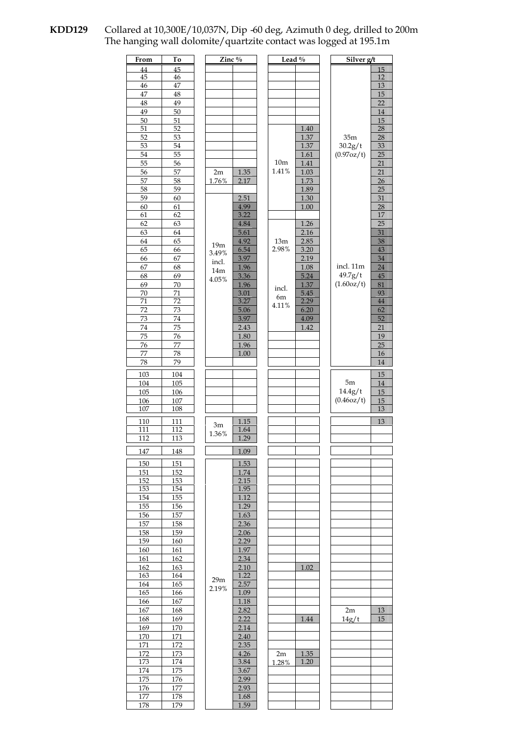**KDD129** Collared at 10,300E/10,037N, Dip -60 deg, Azimuth 0 deg, drilled to 200m
The hanging wall dolomite/quartzite contact was logged at 195.1m

| From | To | Zinc % | | Lead % | | Silver g/t | |
|---|---|---|---|---|---|---|---|
| 44 | 45 | | | | | | 15 |
| 45 | 46 | | | | | | 12 |
| 46 | 47 | | | | | | 13 |
| 47 | 48 | | | | | | 15 |
| 48 | 49 | | | | | | 22 |
| 49 | 50 | | | | | | 14 |
| 50 | 51 | | | | | | 15 |
| 51 | 52 | | | 10m 1.41% | 1.40 | 35m 30.2g/t (0.97oz/t) | 28 |
| 52 | 53 | | | | 1.37 | | 28 |
| 53 | 54 | | | | 1.37 | | 33 |
| 54 | 55 | | | | 1.61 | | 25 |
| 55 | 56 | | | | 1.41 | | 21 |
| 56 | 57 | 2m 1.76% | 1.35 | | 1.03 | | 21 |
| 57 | 58 | | 2.17 | | 1.73 | | 26 |
| 58 | 59 | | | | 1.89 | | 25 |
| 59 | 60 | 19m 3.49% incl. 14m 4.05% | 2.51 | | 1.30 | | 31 |
| 60 | 61 | | 4.99 | | 1.00 | | 28 |
| 61 | 62 | | 3.22 | | | | 17 |
| 62 | 63 | | 4.84 | 13m 2.98% incl. 6m 4.11% | 1.26 | | 25 |
| 63 | 64 | | 5.61 | | 2.16 | | 31 |
| 64 | 65 | | 4.92 | | 2.85 | incl. 11m 49.7g/t (1.60oz/t) | 38 |
| 65 | 66 | | 6.54 | | 3.20 | | 43 |
| 66 | 67 | | 3.97 | | 2.19 | | 34 |
| 67 | 68 | | 1.96 | | 1.08 | | 24 |
| 68 | 69 | | 3.36 | | 5.24 | | 45 |
| 69 | 70 | | 1.96 | | 1.37 | | 81 |
| 70 | 71 | | 3.01 | | 5.45 | | 93 |
| 71 | 72 | | 3.27 | | 2.29 | | 44 |
| 72 | 73 | | 5.06 | | 6.20 | | 62 |
| 73 | 74 | | 3.97 | | 4.09 | | 52 |
| 74 | 75 | | 2.43 | | 1.42 | | 21 |
| 75 | 76 | | 1.80 | | | | 19 |
| 76 | 77 | | 1.96 | | | | 25 |
| 77 | 78 | | 1.00 | | | | 16 |
| 78 | 79 | | | | | | 14 |
| 103 | 104 | | | | | 5m 14.4g/t (0.46oz/t) | 15 |
| 104 | 105 | | | | | | 14 |
| 105 | 106 | | | | | | 15 |
| 106 | 107 | | | | | | 15 |
| 107 | 108 | | | | | | 13 |
| 110 | 111 | 3m 1.36% | 1.15 | | | | 13 |
| 111 | 112 | | 1.64 | | | | |
| 112 | 113 | | 1.29 | | | | |
| 147 | 148 | | 1.09 | | | | |
| 150 | 151 | 29m 2.19% | 1.53 | | | | |
| 151 | 152 | | 1.74 | | | | |
| 152 | 153 | | 2.15 | | | | |
| 153 | 154 | | 1.95 | | | | |
| 154 | 155 | | 1.12 | | | | |
| 155 | 156 | | 1.29 | | | | |
| 156 | 157 | | 1.63 | | | | |
| 157 | 158 | | 2.36 | | | | |
| 158 | 159 | | 2.06 | | | | |
| 159 | 160 | | 2.29 | | | | |
| 160 | 161 | | 1.97 | | | | |
| 161 | 162 | | 2.34 | | | | |
| 162 | 163 | | 2.10 | | 1.02 | | |
| 163 | 164 | | 1.22 | | | | |
| 164 | 165 | | 2.57 | | | | |
| 165 | 166 | | 1.09 | | | | |
| 166 | 167 | | 1.18 | | | | |
| 167 | 168 | | 2.82 | | | 2m 14g/t | 13 |
| 168 | 169 | | 2.22 | | 1.44 | | 15 |
| 169 | 170 | | 2.14 | | | | |
| 170 | 171 | | 2.40 | | | | |
| 171 | 172 | | 2.35 | | | | |
| 172 | 173 | | 4.26 | 2m 1.28% | 1.35 | | |
| 173 | 174 | | 3.84 | | 1.20 | | |
| 174 | 175 | | 3.67 | | | | |
| 175 | 176 | | 2.99 | | | | |
| 176 | 177 | | 2.93 | | | | |
| 177 | 178 | | 1.68 | | | | |
| 178 | 179 | | 1.59 | | | | |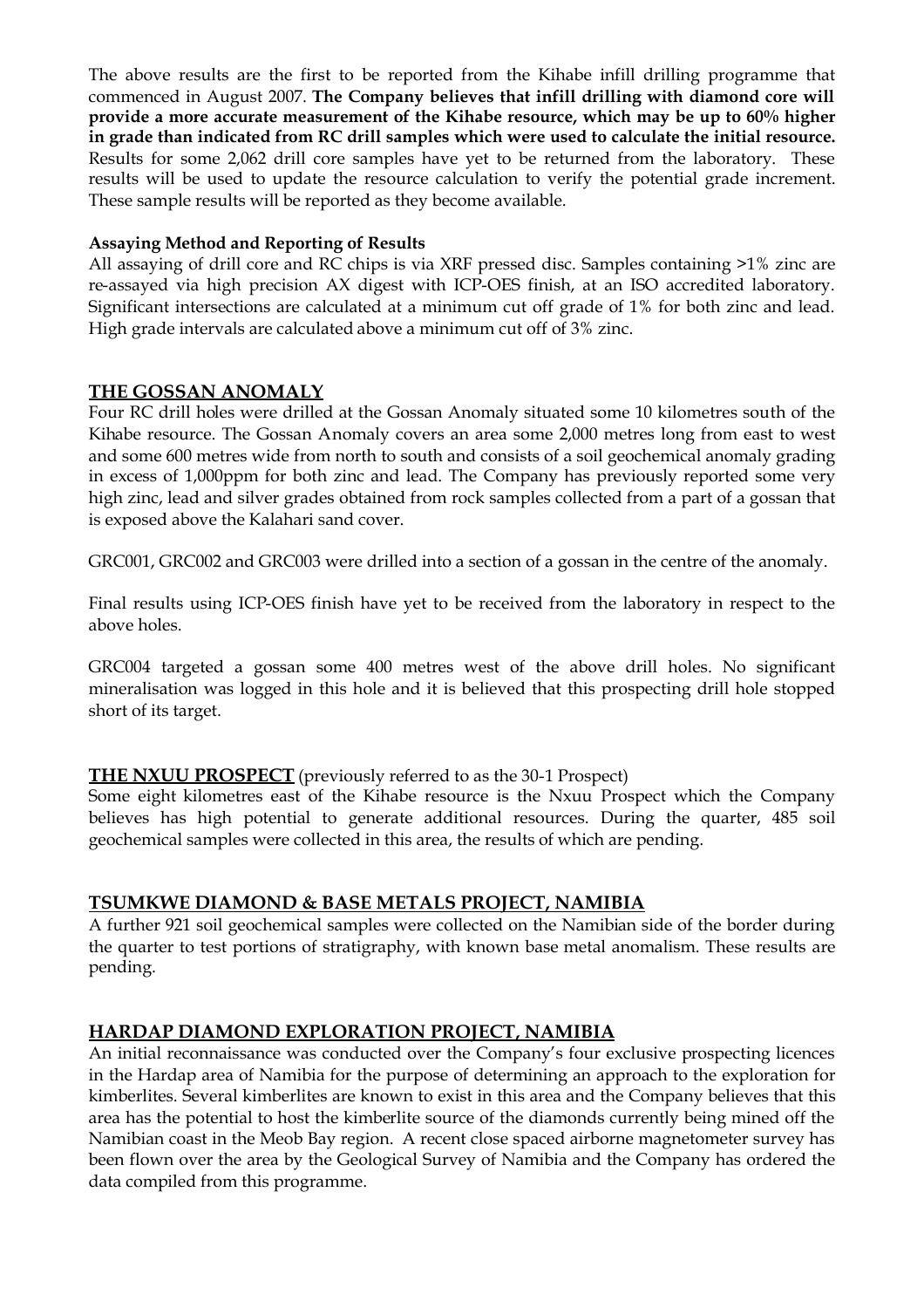The above results are the first to be reported from the Kihabe infill drilling programme that commenced in August 2007. **The Company believes that infill drilling with diamond core will provide a more accurate measurement of the Kihabe resource, which may be up to 60% higher in grade than indicated from RC drill samples which were used to calculate the initial resource.** Results for some 2,062 drill core samples have yet to be returned from the laboratory. These results will be used to update the resource calculation to verify the potential grade increment. These sample results will be reported as they become available.

**Assaying Method and Reporting of Results**

All assaying of drill core and RC chips is via XRF pressed disc. Samples containing >1% zinc are re-assayed via high precision AX digest with ICP-OES finish, at an ISO accredited laboratory. Significant intersections are calculated at a minimum cut off grade of 1% for both zinc and lead. High grade intervals are calculated above a minimum cut off of 3% zinc.

## THE GOSSAN ANOMALY

Four RC drill holes were drilled at the Gossan Anomaly situated some 10 kilometres south of the Kihabe resource. The Gossan Anomaly covers an area some 2,000 metres long from east to west and some 600 metres wide from north to south and consists of a soil geochemical anomaly grading in excess of 1,000ppm for both zinc and lead. The Company has previously reported some very high zinc, lead and silver grades obtained from rock samples collected from a part of a gossan that is exposed above the Kalahari sand cover.

GRC001, GRC002 and GRC003 were drilled into a section of a gossan in the centre of the anomaly.

Final results using ICP-OES finish have yet to be received from the laboratory in respect to the above holes.

GRC004 targeted a gossan some 400 metres west of the above drill holes. No significant mineralisation was logged in this hole and it is believed that this prospecting drill hole stopped short of its target.

## THE NXUU PROSPECT (previously referred to as the 30-1 Prospect)

Some eight kilometres east of the Kihabe resource is the Nxuu Prospect which the Company believes has high potential to generate additional resources. During the quarter, 485 soil geochemical samples were collected in this area, the results of which are pending.

## TSUMKWE DIAMOND & BASE METALS PROJECT, NAMIBIA

A further 921 soil geochemical samples were collected on the Namibian side of the border during the quarter to test portions of stratigraphy, with known base metal anomalism. These results are pending.

## HARDAP DIAMOND EXPLORATION PROJECT, NAMIBIA

An initial reconnaissance was conducted over the Company's four exclusive prospecting licences in the Hardap area of Namibia for the purpose of determining an approach to the exploration for kimberlites. Several kimberlites are known to exist in this area and the Company believes that this area has the potential to host the kimberlite source of the diamonds currently being mined off the Namibian coast in the Meob Bay region. A recent close spaced airborne magnetometer survey has been flown over the area by the Geological Survey of Namibia and the Company has ordered the data compiled from this programme.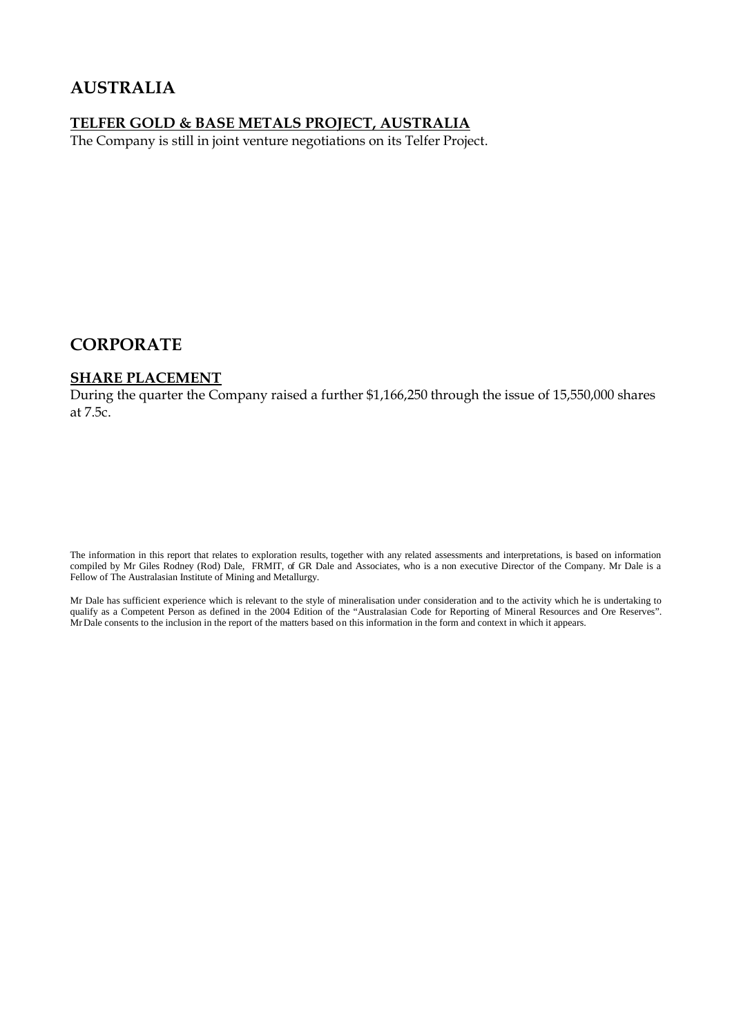# AUSTRALIA

## TELFER GOLD & BASE METALS PROJECT, AUSTRALIA

The Company is still in joint venture negotiations on its Telfer Project.

# CORPORATE

## SHARE PLACEMENT

During the quarter the Company raised a further $1,166,250 through the issue of 15,550,000 shares at 7.5c.

The information in this report that relates to exploration results, together with any related assessments and interpretations, is based on information compiled by Mr Giles Rodney (Rod) Dale, FRMIT, of GR Dale and Associates, who is a non executive Director of the Company. Mr Dale is a Fellow of The Australasian Institute of Mining and Metallurgy.

Mr Dale has sufficient experience which is relevant to the style of mineralisation under consideration and to the activity which he is undertaking to qualify as a Competent Person as defined in the 2004 Edition of the "Australasian Code for Reporting of Mineral Resources and Ore Reserves". Mr Dale consents to the inclusion in the report of the matters based on this information in the form and context in which it appears.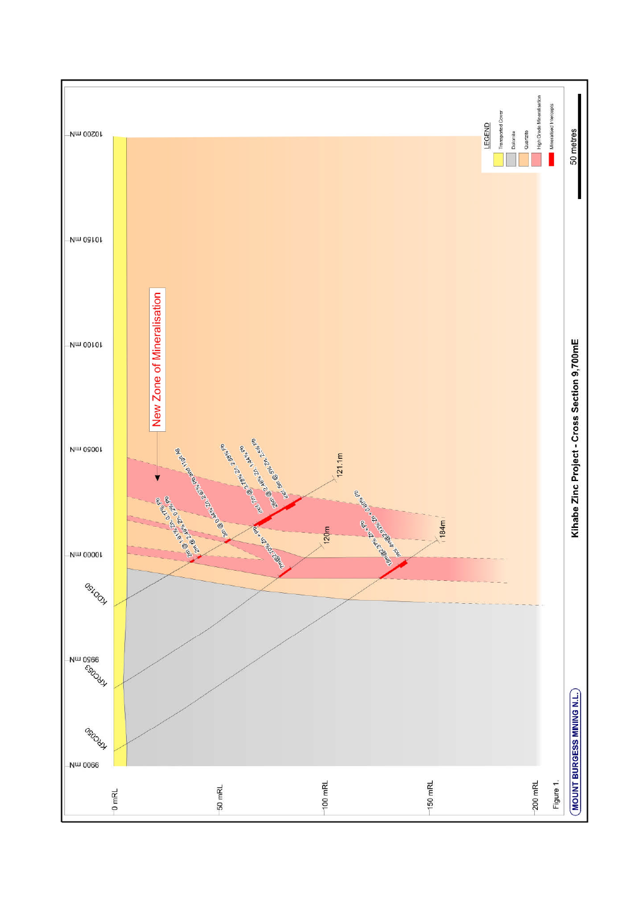Figure 1.

**Kihabe Zinc Project - Cross Section 9,700mE**

MOUNT BURGESS MINING N.L.

50 metres

LEGEND

- Transported Cover
- Dolomite
- Quartzite
- High Grade Mineralisation
- Mineralised Intercepts

New Zone of Mineralisation

0 mRL | 50 mRL | 100 mRL | 150 mRL | 200 mRL

9900 mN | 9950 mN | 10000 mN | 10050 mN | 10100 mN | 10150 mN | 10200 mN

KRC050 | KRC053 | KDD150

121.1m | 120m | 184m

2m @ 1.61% Zn, 0.17% Pb

2m @ 2.48% Zn, 0.22% Pb

3m @ 0.44% Zn, 2.67% Pb and 11g/t Ag

incl. 7m @ 3.78% Zn, 2.58% Pb

26m @ 2.48% Zn, 1.44% Pb

incl. 5m @ 5.59% Zn, 2.54% Pb

7m @ 2.10% Zn + Pb

15m @ 2.37% Zn + Pb

incl. 4m @ 3.93% Zn + 0.60% Pb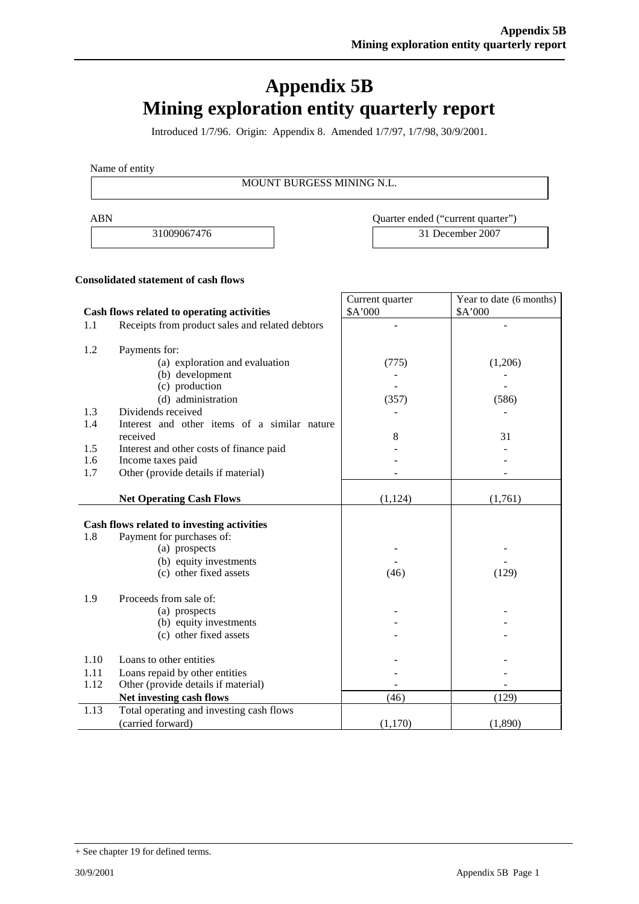# Appendix 5B
# Mining exploration entity quarterly report

Introduced 1/7/96. Origin: Appendix 8. Amended 1/7/97, 1/7/98, 30/9/2001.

Name of entity

| MOUNT BURGESS MINING N.L. |
|---|

| ABN | Quarter ended ("current quarter") |
|---|---|
| 31009067476 | 31 December 2007 |

**Consolidated statement of cash flows**

| | Cash flows related to operating activities | Current quarter $A'000 | Year to date (6 months) $A'000 |
|---|---|---|---|
| 1.1 | Receipts from product sales and related debtors | - | - |
| 1.2 | Payments for: | | |
| | (a) exploration and evaluation | (775) | (1,206) |
| | (b) development | - | - |
| | (c) production | - | - |
| | (d) administration | (357) | (586) |
| 1.3 | Dividends received | - | - |
| 1.4 | Interest and other items of a similar nature received | 8 | 31 |
| 1.5 | Interest and other costs of finance paid | - | - |
| 1.6 | Income taxes paid | - | - |
| 1.7 | Other (provide details if material) | - | - |
| | **Net Operating Cash Flows** | (1,124) | (1,761) |
| | **Cash flows related to investing activities** | | |
| 1.8 | Payment for purchases of: | | |
| | (a) prospects | - | - |
| | (b) equity investments | - | - |
| | (c) other fixed assets | (46) | (129) |
| 1.9 | Proceeds from sale of: | | |
| | (a) prospects | - | - |
| | (b) equity investments | - | - |
| | (c) other fixed assets | - | - |
| 1.10 | Loans to other entities | - | - |
| 1.11 | Loans repaid by other entities | - | - |
| 1.12 | Other (provide details if material) | - | - |
| | **Net investing cash flows** | (46) | (129) |
| 1.13 | Total operating and investing cash flows (carried forward) | (1,170) | (1,890) |

+ See chapter 19 for defined terms.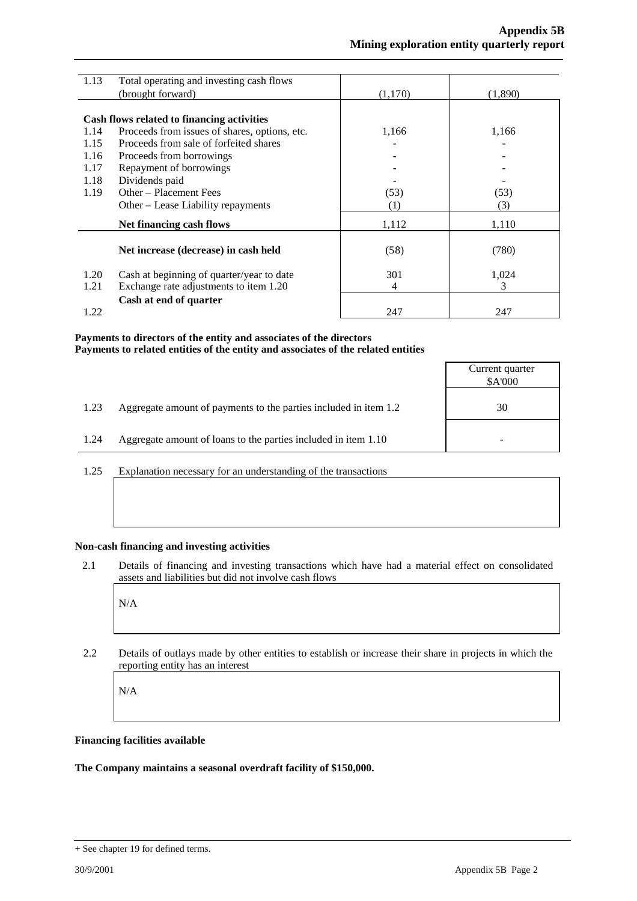| | | | |
|---|---|---|---|
| 1.13 | Total operating and investing cash flows (brought forward) | (1,170) | (1,890) |
| | **Cash flows related to financing activities** | | |
| 1.14 | Proceeds from issues of shares, options, etc. | 1,166 | 1,166 |
| 1.15 | Proceeds from sale of forfeited shares | - | - |
| 1.16 | Proceeds from borrowings | - | - |
| 1.17 | Repayment of borrowings | - | - |
| 1.18 | Dividends paid | - | - |
| 1.19 | Other – Placement Fees | (53) | (53) |
| | Other – Lease Liability repayments | (1) | (3) |
| | **Net financing cash flows** | 1,112 | 1,110 |
| | **Net increase (decrease) in cash held** | (58) | (780) |
| 1.20 | Cash at beginning of quarter/year to date | 301 | 1,024 |
| 1.21 | Exchange rate adjustments to item 1.20 | 4 | 3 |
| 1.22 | **Cash at end of quarter** | 247 | 247 |

**Payments to directors of the entity and associates of the directors**
**Payments to related entities of the entity and associates of the related entities**

| | | Current quarter $A'000 |
|---|---|---|
| 1.23 | Aggregate amount of payments to the parties included in item 1.2 | 30 |
| 1.24 | Aggregate amount of loans to the parties included in item 1.10 | - |

1.25 Explanation necessary for an understanding of the transactions

**Non-cash financing and investing activities**

2.1 Details of financing and investing transactions which have had a material effect on consolidated assets and liabilities but did not involve cash flows

N/A

2.2 Details of outlays made by other entities to establish or increase their share in projects in which the reporting entity has an interest

N/A

**Financing facilities available**

**The Company maintains a seasonal overdraft facility of $150,000.**

+ See chapter 19 for defined terms.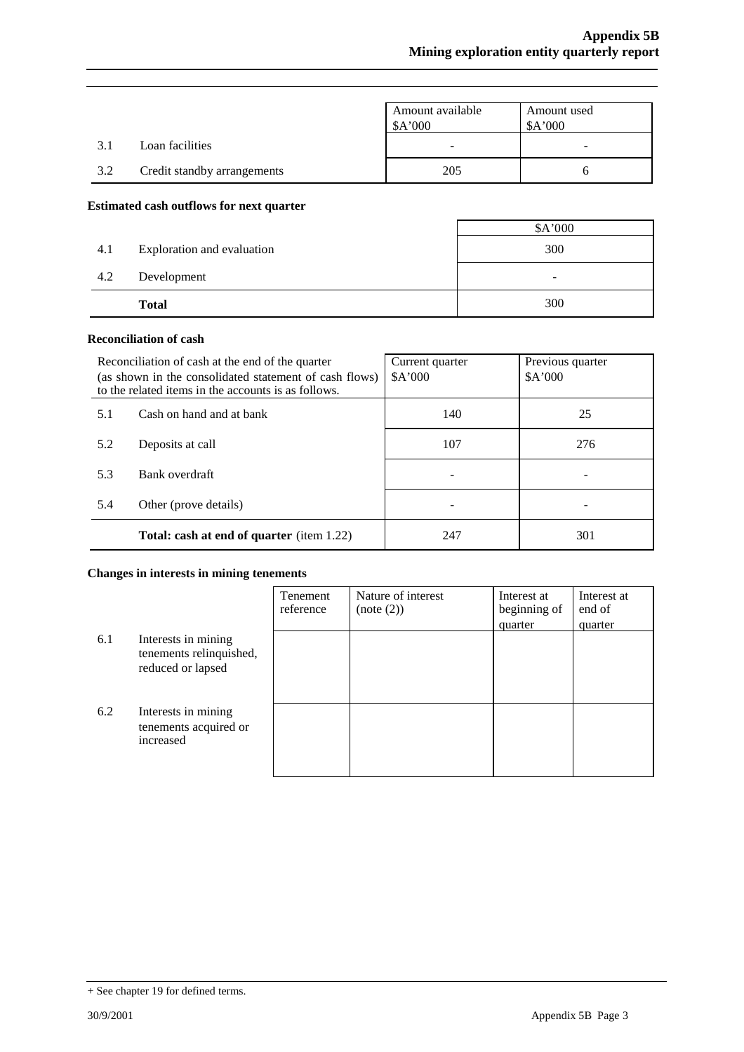| | | Amount available $A'000 | Amount used $A'000 |
|---|---|---|---|
| 3.1 | Loan facilities | - | - |
| 3.2 | Credit standby arrangements | 205 | 6 |

**Estimated cash outflows for next quarter**

| | | $A'000 |
|---|---|---|
| 4.1 | Exploration and evaluation | 300 |
| 4.2 | Development | - |
| | **Total** | 300 |

**Reconciliation of cash**

| Reconciliation of cash at the end of the quarter (as shown in the consolidated statement of cash flows) to the related items in the accounts is as follows. | | Current quarter $A'000 | Previous quarter $A'000 |
|---|---|---|---|
| 5.1 | Cash on hand and at bank | 140 | 25 |
| 5.2 | Deposits at call | 107 | 276 |
| 5.3 | Bank overdraft | - | - |
| 5.4 | Other (prove details) | - | - |
| | **Total: cash at end of quarter** (item 1.22) | 247 | 301 |

**Changes in interests in mining tenements**

| | | Tenement reference | Nature of interest (note (2)) | Interest at beginning of quarter | Interest at end of quarter |
|---|---|---|---|---|---|
| 6.1 | Interests in mining tenements relinquished, reduced or lapsed | | | | |
| 6.2 | Interests in mining tenements acquired or increased | | | | |

+ See chapter 19 for defined terms.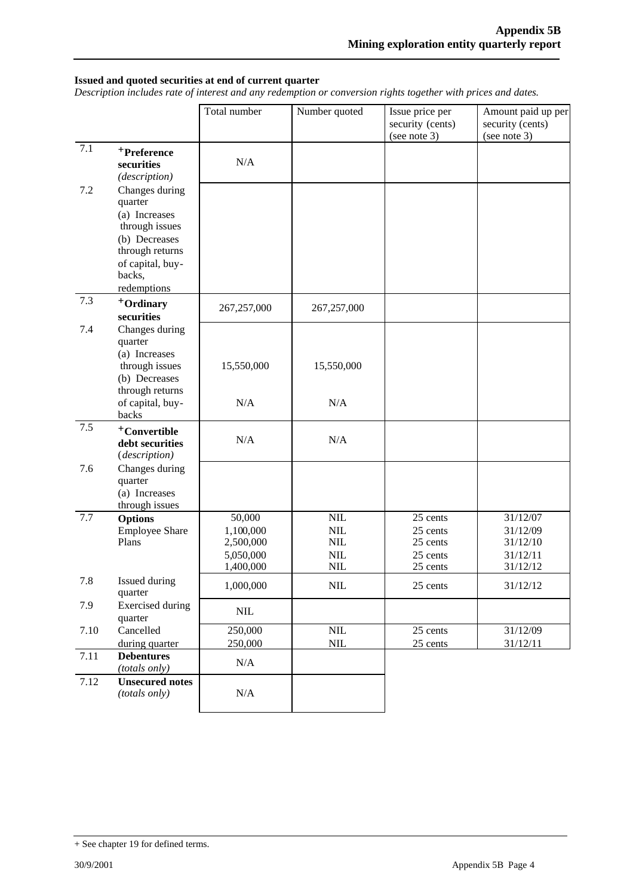## Issued and quoted securities at end of current quarter

*Description includes rate of interest and any redemption or conversion rights together with prices and dates.*

| | | Total number | Number quoted | Issue price per security (cents) (see note 3) | Amount paid up per security (cents) (see note 3) |
|---|---|---|---|---|---|
| 7.1 | **+Preference securities** *(description)* | N/A | | | |
| 7.2 | Changes during quarter (a) Increases through issues (b) Decreases through returns of capital, buy-backs, redemptions | | | | |
| 7.3 | **+Ordinary securities** | 267,257,000 | 267,257,000 | | |
| 7.4 | Changes during quarter (a) Increases through issues (b) Decreases through returns of capital, buy-backs | 15,550,000<br>N/A | 15,550,000<br>N/A | | |
| 7.5 | **+Convertible debt securities** *(description)* | N/A | N/A | | |
| 7.6 | Changes during quarter (a) Increases through issues | | | | |
| 7.7 | **Options** Employee Share Plans | 50,000<br>1,100,000<br>2,500,000<br>5,050,000<br>1,400,000 | NIL<br>NIL<br>NIL<br>NIL<br>NIL | 25 cents<br>25 cents<br>25 cents<br>25 cents<br>25 cents | 31/12/07<br>31/12/09<br>31/12/10<br>31/12/11<br>31/12/12 |
| 7.8 | Issued during quarter | 1,000,000 | NIL | 25 cents | 31/12/12 |
| 7.9 | Exercised during quarter | NIL | | | |
| 7.10 | Cancelled during quarter | 250,000<br>250,000 | NIL<br>NIL | 25 cents<br>25 cents | 31/12/09<br>31/12/11 |
| 7.11 | **Debentures** *(totals only)* | N/A | | | |
| 7.12 | **Unsecured notes** *(totals only)* | N/A | | | |

+ See chapter 19 for defined terms.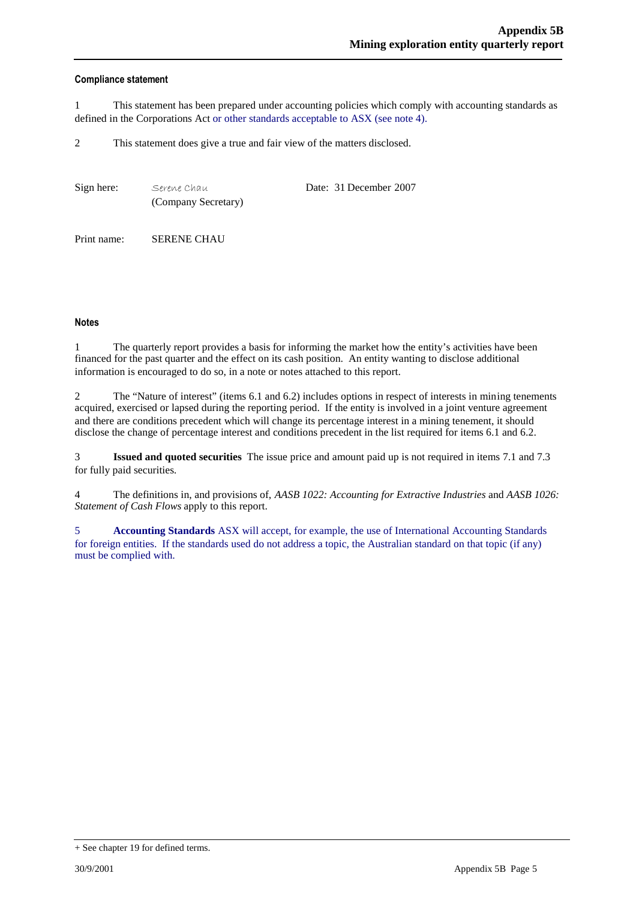#### Compliance statement

1 This statement has been prepared under accounting policies which comply with accounting standards as defined in the Corporations Act or other standards acceptable to ASX (see note 4).

2 This statement does give a true and fair view of the matters disclosed.

Sign here: *Serene Chau* (Company Secretary) Date: 31 December 2007

Print name: SERENE CHAU

#### Notes

1 The quarterly report provides a basis for informing the market how the entity's activities have been financed for the past quarter and the effect on its cash position. An entity wanting to disclose additional information is encouraged to do so, in a note or notes attached to this report.

2 The "Nature of interest" (items 6.1 and 6.2) includes options in respect of interests in mining tenements acquired, exercised or lapsed during the reporting period. If the entity is involved in a joint venture agreement and there are conditions precedent which will change its percentage interest in a mining tenement, it should disclose the change of percentage interest and conditions precedent in the list required for items 6.1 and 6.2.

3 **Issued and quoted securities** The issue price and amount paid up is not required in items 7.1 and 7.3 for fully paid securities.

4 The definitions in, and provisions of, *AASB 1022: Accounting for Extractive Industries* and *AASB 1026: Statement of Cash Flows* apply to this report.

5 **Accounting Standards** ASX will accept, for example, the use of International Accounting Standards for foreign entities. If the standards used do not address a topic, the Australian standard on that topic (if any) must be complied with.

+ See chapter 19 for defined terms.